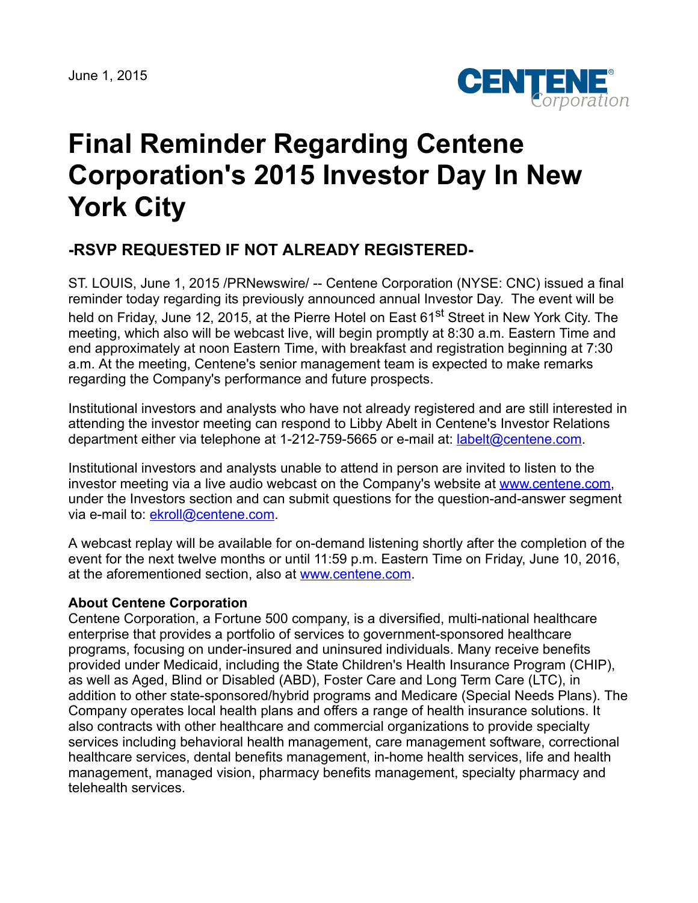June 1, 2015

# Final Reminder Regarding Centene Corporation's 2015 Investor Day In New York City

## -RSVP REQUESTED IF NOT ALREADY REGISTERED-

ST. LOUIS, June 1, 2015 /PRNewswire/ -- Centene Corporation (NYSE: CNC) issued a final reminder today regarding its previously announced annual Investor Day. The event will be held on Friday, June 12, 2015, at the Pierre Hotel on East 61st Street in New York City. The meeting, which also will be webcast live, will begin promptly at 8:30 a.m. Eastern Time and end approximately at noon Eastern Time, with breakfast and registration beginning at 7:30 a.m. At the meeting, Centene's senior management team is expected to make remarks regarding the Company's performance and future prospects.

Institutional investors and analysts who have not already registered and are still interested in attending the investor meeting can respond to Libby Abelt in Centene's Investor Relations department either via telephone at 1-212-759-5665 or e-mail at: labelt@centene.com.

Institutional investors and analysts unable to attend in person are invited to listen to the investor meeting via a live audio webcast on the Company's website at www.centene.com, under the Investors section and can submit questions for the question-and-answer segment via e-mail to: ekroll@centene.com.

A webcast replay will be available for on-demand listening shortly after the completion of the event for the next twelve months or until 11:59 p.m. Eastern Time on Friday, June 10, 2016, at the aforementioned section, also at www.centene.com.

**About Centene Corporation**
Centene Corporation, a Fortune 500 company, is a diversified, multi-national healthcare enterprise that provides a portfolio of services to government-sponsored healthcare programs, focusing on under-insured and uninsured individuals. Many receive benefits provided under Medicaid, including the State Children's Health Insurance Program (CHIP), as well as Aged, Blind or Disabled (ABD), Foster Care and Long Term Care (LTC), in addition to other state-sponsored/hybrid programs and Medicare (Special Needs Plans). The Company operates local health plans and offers a range of health insurance solutions. It also contracts with other healthcare and commercial organizations to provide specialty services including behavioral health management, care management software, correctional healthcare services, dental benefits management, in-home health services, life and health management, managed vision, pharmacy benefits management, specialty pharmacy and telehealth services.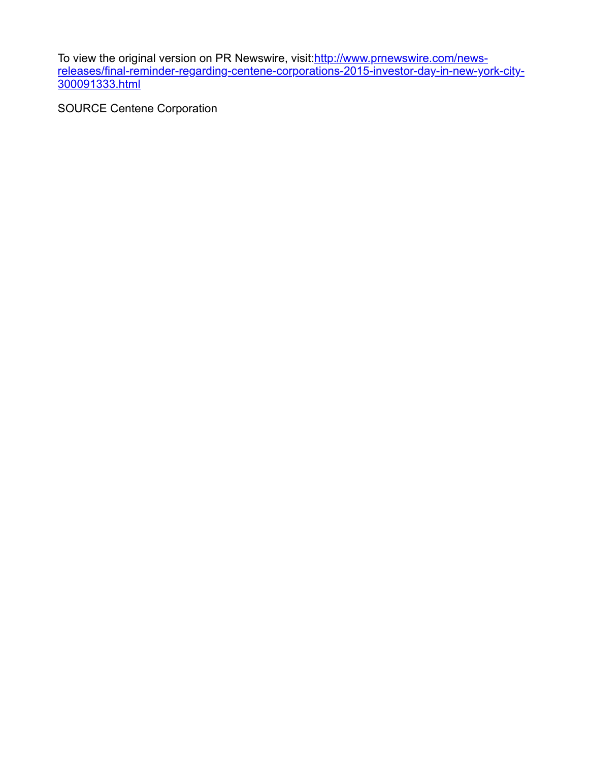To view the original version on PR Newswire, visit:http://www.prnewswire.com/news-releases/final-reminder-regarding-centene-corporations-2015-investor-day-in-new-york-city-300091333.html

SOURCE Centene Corporation